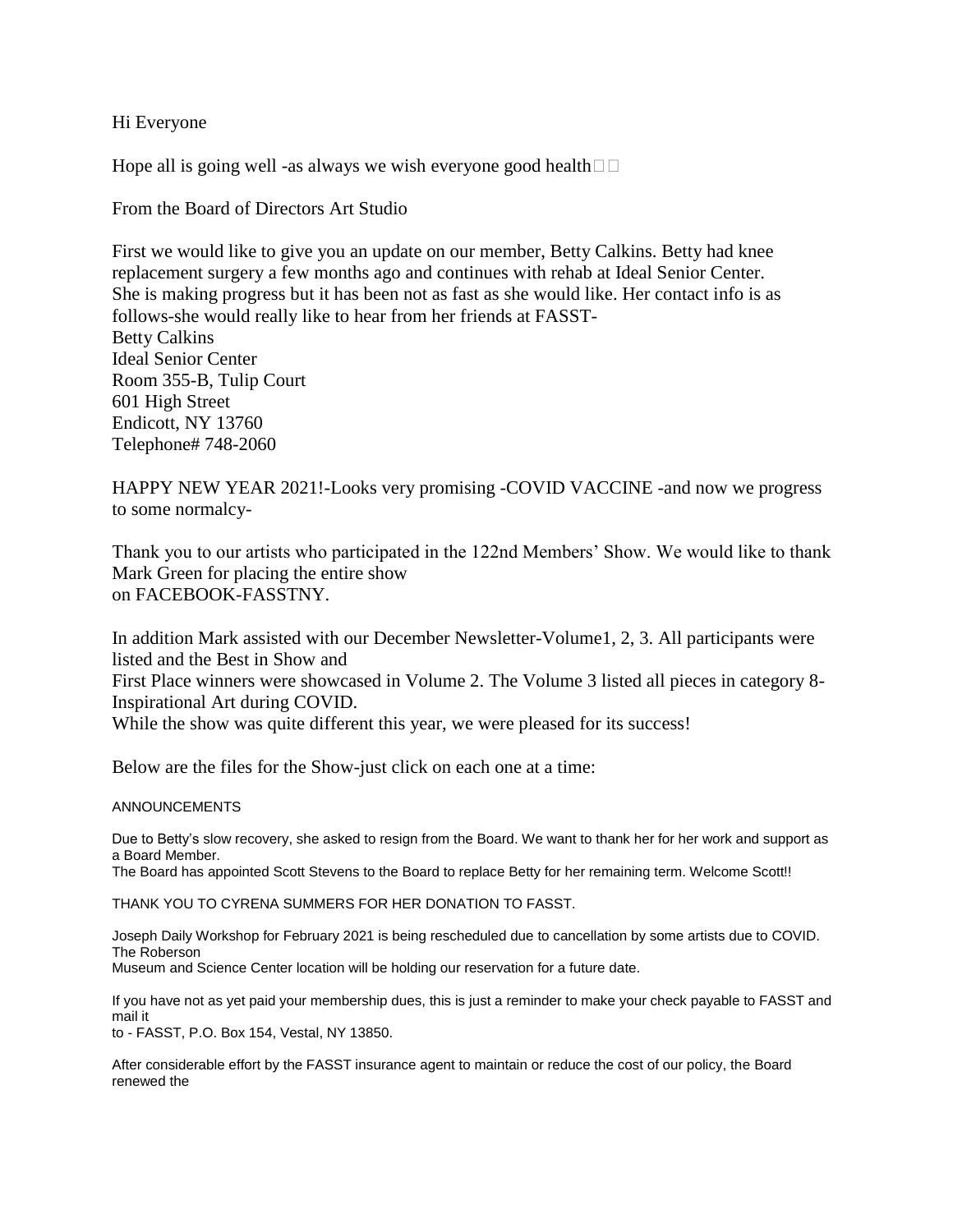Hi Everyone

Hope all is going well -as always we wish everyone good health□□

From the Board of Directors Art Studio

First we would like to give you an update on our member, Betty Calkins. Betty had knee replacement surgery a few months ago and continues with rehab at Ideal Senior Center. She is making progress but it has been not as fast as she would like. Her contact info is as follows-she would really like to hear from her friends at FASST-

Betty Calkins
Ideal Senior Center
Room 355-B, Tulip Court
601 High Street
Endicott, NY 13760
Telephone# 748-2060

HAPPY NEW YEAR 2021!-Looks very promising -COVID VACCINE -and now we progress to some normalcy-

Thank you to our artists who participated in the 122nd Members' Show. We would like to thank Mark Green for placing the entire show on FACEBOOK-FASSTNY.

In addition Mark assisted with our December Newsletter-Volume1, 2, 3. All participants were listed and the Best in Show and First Place winners were showcased in Volume 2. The Volume 3 listed all pieces in category 8-Inspirational Art during COVID.

While the show was quite different this year, we were pleased for its success!

Below are the files for the Show-just click on each one at a time:

ANNOUNCEMENTS

Due to Betty's slow recovery, she asked to resign from the Board. We want to thank her for her work and support as a Board Member.

The Board has appointed Scott Stevens to the Board to replace Betty for her remaining term. Welcome Scott!!

THANK YOU TO CYRENA SUMMERS FOR HER DONATION TO FASST.

Joseph Daily Workshop for February 2021 is being rescheduled due to cancellation by some artists due to COVID. The Roberson Museum and Science Center location will be holding our reservation for a future date.

If you have not as yet paid your membership dues, this is just a reminder to make your check payable to FASST and mail it to - FASST, P.O. Box 154, Vestal, NY 13850.

After considerable effort by the FASST insurance agent to maintain or reduce the cost of our policy, the Board renewed the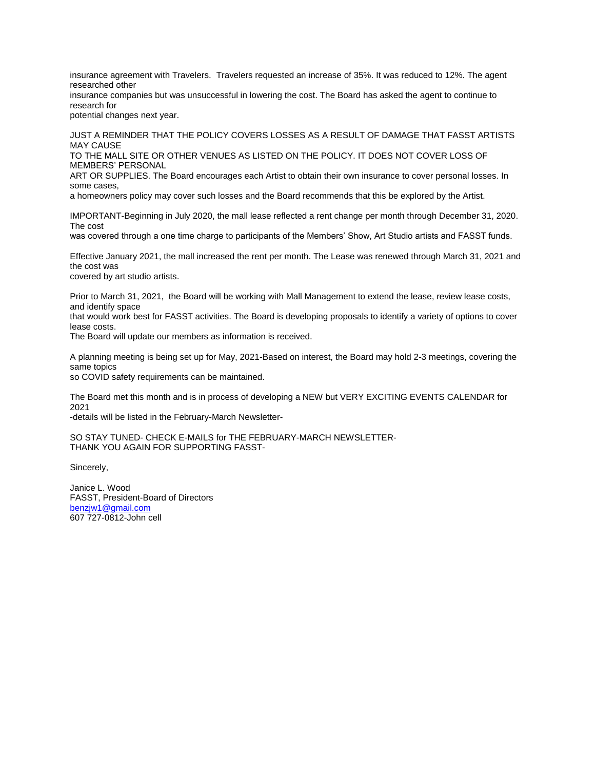insurance agreement with Travelers. Travelers requested an increase of 35%. It was reduced to 12%. The agent researched other insurance companies but was unsuccessful in lowering the cost. The Board has asked the agent to continue to research for potential changes next year.

JUST A REMINDER THAT THE POLICY COVERS LOSSES AS A RESULT OF DAMAGE THAT FASST ARTISTS MAY CAUSE TO THE MALL SITE OR OTHER VENUES AS LISTED ON THE POLICY. IT DOES NOT COVER LOSS OF MEMBERS' PERSONAL ART OR SUPPLIES. The Board encourages each Artist to obtain their own insurance to cover personal losses. In some cases, a homeowners policy may cover such losses and the Board recommends that this be explored by the Artist.

IMPORTANT-Beginning in July 2020, the mall lease reflected a rent change per month through December 31, 2020. The cost was covered through a one time charge to participants of the Members' Show, Art Studio artists and FASST funds.

Effective January 2021, the mall increased the rent per month. The Lease was renewed through March 31, 2021 and the cost was covered by art studio artists.

Prior to March 31, 2021, the Board will be working with Mall Management to extend the lease, review lease costs, and identify space that would work best for FASST activities. The Board is developing proposals to identify a variety of options to cover lease costs.
The Board will update our members as information is received.

A planning meeting is being set up for May, 2021-Based on interest, the Board may hold 2-3 meetings, covering the same topics so COVID safety requirements can be maintained.

The Board met this month and is in process of developing a NEW but VERY EXCITING EVENTS CALENDAR for 2021
-details will be listed in the February-March Newsletter-

SO STAY TUNED- CHECK E-MAILS for THE FEBRUARY-MARCH NEWSLETTER-
THANK YOU AGAIN FOR SUPPORTING FASST-

Sincerely,

Janice L. Wood
FASST, President-Board of Directors
benzjw1@gmail.com
607 727-0812-John cell